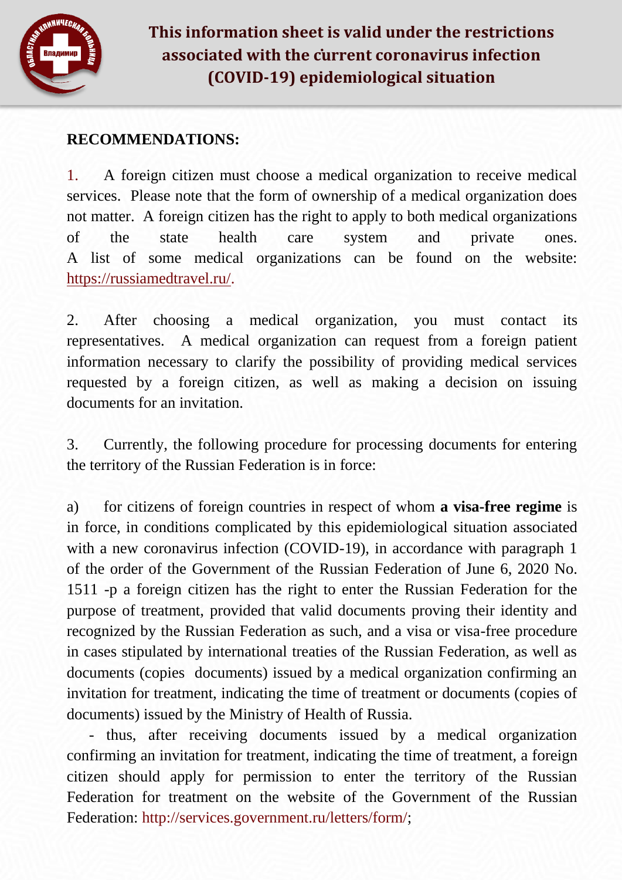# This information sheet is valid under the restrictions associated with the current coronavirus infection (COVID-19) epidemiological situation

**RECOMMENDATIONS:**

1. A foreign citizen must choose a medical organization to receive medical services. Please note that the form of ownership of a medical organization does not matter. A foreign citizen has the right to apply to both medical organizations of the state health care system and private ones. A list of some medical organizations can be found on the website: https://russiamedtravel.ru/.

2. After choosing a medical organization, you must contact its representatives. A medical organization can request from a foreign patient information necessary to clarify the possibility of providing medical services requested by a foreign citizen, as well as making a decision on issuing documents for an invitation.

3. Currently, the following procedure for processing documents for entering the territory of the Russian Federation is in force:

a) for citizens of foreign countries in respect of whom **a visa-free regime** is in force, in conditions complicated by this epidemiological situation associated with a new coronavirus infection (COVID-19), in accordance with paragraph 1 of the order of the Government of the Russian Federation of June 6, 2020 No. 1511 -p a foreign citizen has the right to enter the Russian Federation for the purpose of treatment, provided that valid documents proving their identity and recognized by the Russian Federation as such, and a visa or visa-free procedure in cases stipulated by international treaties of the Russian Federation, as well as documents (copies documents) issued by a medical organization confirming an invitation for treatment, indicating the time of treatment or documents (copies of documents) issued by the Ministry of Health of Russia.

- thus, after receiving documents issued by a medical organization confirming an invitation for treatment, indicating the time of treatment, a foreign citizen should apply for permission to enter the territory of the Russian Federation for treatment on the website of the Government of the Russian Federation: http://services.government.ru/letters/form/;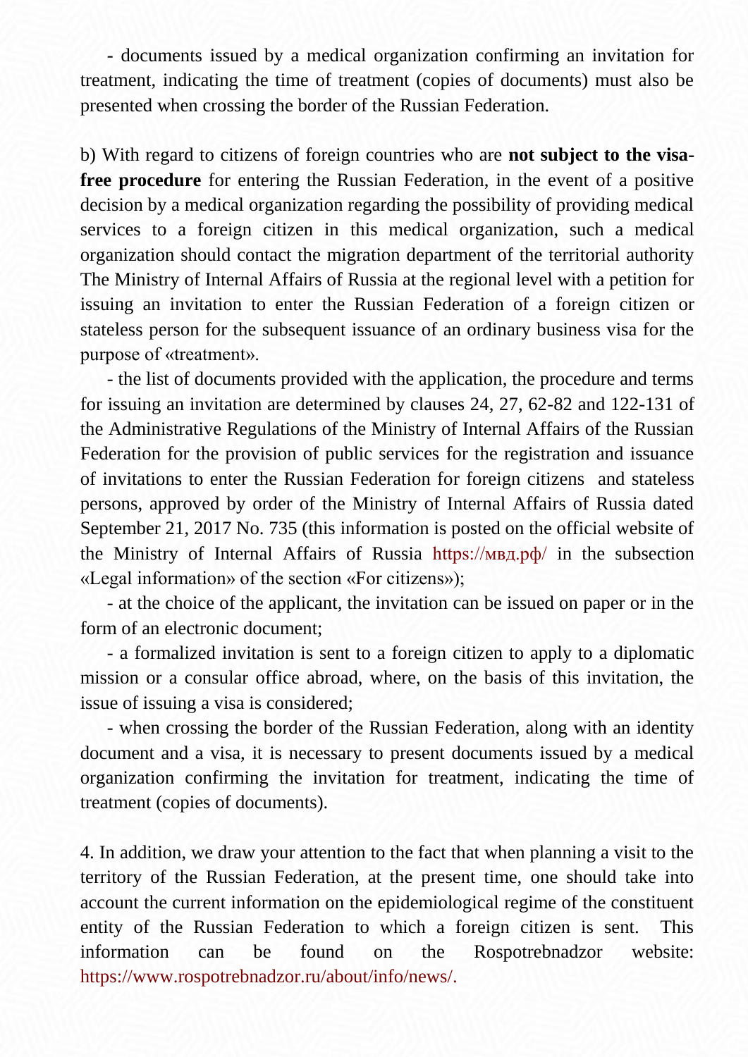- documents issued by a medical organization confirming an invitation for treatment, indicating the time of treatment (copies of documents) must also be presented when crossing the border of the Russian Federation.

b) With regard to citizens of foreign countries who are **not subject to the visa-free procedure** for entering the Russian Federation, in the event of a positive decision by a medical organization regarding the possibility of providing medical services to a foreign citizen in this medical organization, such a medical organization should contact the migration department of the territorial authority The Ministry of Internal Affairs of Russia at the regional level with a petition for issuing an invitation to enter the Russian Federation of a foreign citizen or stateless person for the subsequent issuance of an ordinary business visa for the purpose of «treatment».

- the list of documents provided with the application, the procedure and terms for issuing an invitation are determined by clauses 24, 27, 62-82 and 122-131 of the Administrative Regulations of the Ministry of Internal Affairs of the Russian Federation for the provision of public services for the registration and issuance of invitations to enter the Russian Federation for foreign citizens and stateless persons, approved by order of the Ministry of Internal Affairs of Russia dated September 21, 2017 No. 735 (this information is posted on the official website of the Ministry of Internal Affairs of Russia https://мвд.рф/ in the subsection «Legal information» of the section «For citizens»);

- at the choice of the applicant, the invitation can be issued on paper or in the form of an electronic document;

- a formalized invitation is sent to a foreign citizen to apply to a diplomatic mission or a consular office abroad, where, on the basis of this invitation, the issue of issuing a visa is considered;

- when crossing the border of the Russian Federation, along with an identity document and a visa, it is necessary to present documents issued by a medical organization confirming the invitation for treatment, indicating the time of treatment (copies of documents).

4. In addition, we draw your attention to the fact that when planning a visit to the territory of the Russian Federation, at the present time, one should take into account the current information on the epidemiological regime of the constituent entity of the Russian Federation to which a foreign citizen is sent. This information can be found on the Rospotrebnadzor website: https://www.rospotrebnadzor.ru/about/info/news/.